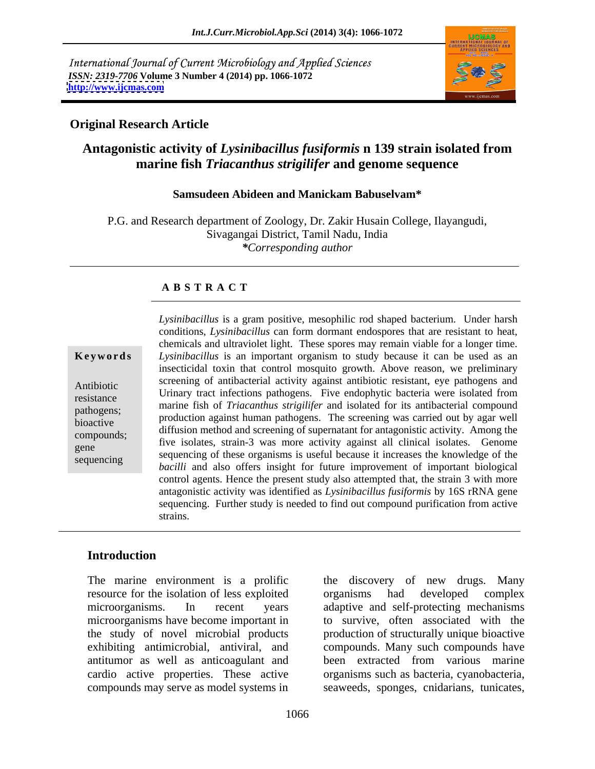International Journal of Current Microbiology and Applied Sciences
*ISSN: 2319-7706* **Volume 3 Number 4 (2014) pp. 1066-1072**
**http://www.ijcmas.com**

**Original Research Article**

# Antagonistic activity of *Lysinibacillus fusiformis* n 139 strain isolated from marine fish *Triacanthus strigilifer* and genome sequence

**Samsudeen Abideen and Manickam Babuselvam***

P.G. and Research department of Zoology, Dr. Zakir Husain College, Ilayangudi, Sivagangai District, Tamil Nadu, India
*\*Corresponding author*

## A B S T R A C T

**Keywords**

Antibiotic resistance pathogens; bioactive compounds; gene sequencing

*Lysinibacillus* is a gram positive, mesophilic rod shaped bacterium. Under harsh conditions, *Lysinibacillus* can form dormant endospores that are resistant to heat, chemicals and ultraviolet light. These spores may remain viable for a longer time. *Lysinibacillus* is an important organism to study because it can be used as an insecticidal toxin that control mosquito growth. Above reason, we preliminary screening of antibacterial activity against antibiotic resistant, eye pathogens and Urinary tract infections pathogens. Five endophytic bacteria were isolated from marine fish of *Triacanthus strigilifer* and isolated for its antibacterial compound production against human pathogens. The screening was carried out by agar well diffusion method and screening of supernatant for antagonistic activity. Among the five isolates, strain-3 was more activity against all clinical isolates. Genome sequencing of these organisms is useful because it increases the knowledge of the *bacilli* and also offers insight for future improvement of important biological control agents. Hence the present study also attempted that, the strain 3 with more antagonistic activity was identified as *Lysinibacillus fusiformis* by 16S rRNA gene sequencing. Further study is needed to find out compound purification from active strains.

## Introduction

The marine environment is a prolific resource for the isolation of less exploited microorganisms. In recent years microorganisms have become important in the study of novel microbial products exhibiting antimicrobial, antiviral, and antitumor as well as anticoagulant and cardio active properties. These active compounds may serve as model systems in the discovery of new drugs. Many organisms had developed complex adaptive and self-protecting mechanisms to survive, often associated with the production of structurally unique bioactive compounds. Many such compounds have been extracted from various marine organisms such as bacteria, cyanobacteria, seaweeds, sponges, cnidarians, tunicates,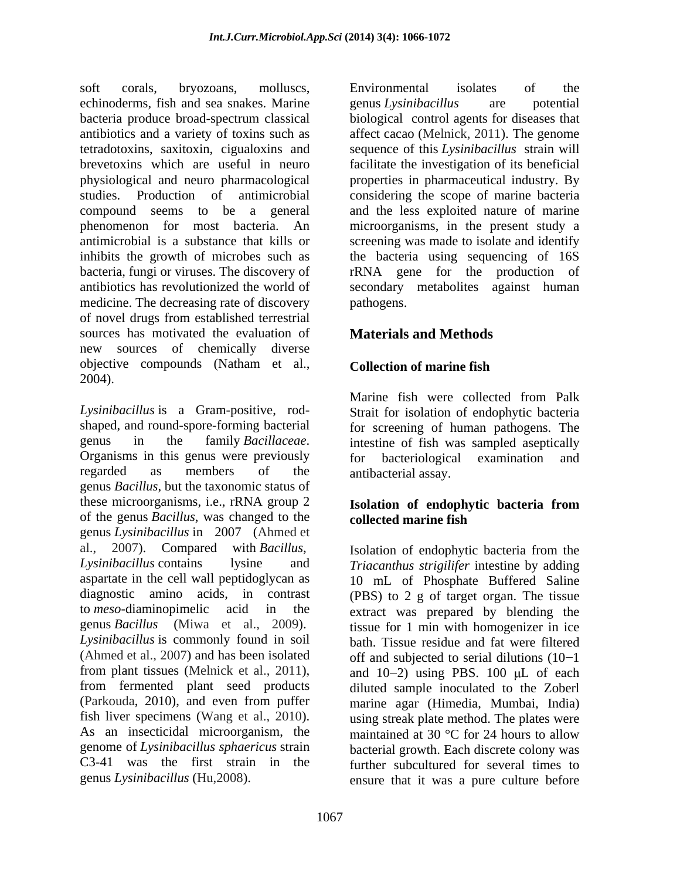soft corals, bryozoans, molluscs, echinoderms, fish and sea snakes. Marine bacteria produce broad-spectrum classical antibiotics and a variety of toxins such as tetradotoxins, saxitoxin, cigualoxins and brevetoxins which are useful in neuro physiological and neuro pharmacological studies. Production of antimicrobial compound seems to be a general phenomenon for most bacteria. An antimicrobial is a substance that kills or inhibits the growth of microbes such as bacteria, fungi or viruses. The discovery of antibiotics has revolutionized the world of medicine. The decreasing rate of discovery of novel drugs from established terrestrial sources has motivated the evaluation of new sources of chemically diverse objective compounds (Natham et al., 2004).

*Lysinibacillus* is a Gram-positive, rod-shaped, and round-spore-forming bacterial genus in the family *Bacillaceae*. Organisms in this genus were previously regarded as members of the genus *Bacillus*, but the taxonomic status of these microorganisms, i.e., rRNA group 2 of the genus *Bacillus*, was changed to the genus *Lysinibacillus* in 2007 (Ahmed et al., 2007). Compared with *Bacillus*, *Lysinibacillus* contains lysine and aspartate in the cell wall peptidoglycan as diagnostic amino acids, in contrast to *meso*-diaminopimelic acid in the genus *Bacillus* (Miwa et al., 2009). *Lysinibacillus* is commonly found in soil (Ahmed et al., 2007) and has been isolated from plant tissues (Melnick et al., 2011), from fermented plant seed products (Parkouda, 2010), and even from puffer fish liver specimens (Wang et al., 2010). As an insecticidal microorganism, the genome of *Lysinibacillus sphaericus* strain C3-41 was the first strain in the genus *Lysinibacillus* (Hu,2008).

Environmental isolates of the genus *Lysinibacillus* are potential biological control agents for diseases that affect cacao (Melnick, 2011). The genome sequence of this *Lysinibacillus* strain will facilitate the investigation of its beneficial properties in pharmaceutical industry. By considering the scope of marine bacteria and the less exploited nature of marine microorganisms, in the present study a screening was made to isolate and identify the bacteria using sequencing of 16S rRNA gene for the production of secondary metabolites against human pathogens.

## Materials and Methods

### Collection of marine fish

Marine fish were collected from Palk Strait for isolation of endophytic bacteria for screening of human pathogens. The intestine of fish was sampled aseptically for bacteriological examination and antibacterial assay.

### Isolation of endophytic bacteria from collected marine fish

Isolation of endophytic bacteria from the *Triacanthus strigilifer* intestine by adding 10 mL of Phosphate Buffered Saline (PBS) to 2 g of target organ. The tissue extract was prepared by blending the tissue for 1 min with homogenizer in ice bath. Tissue residue and fat were filtered off and subjected to serial dilutions ($10^{-1}$ and $10^{-2}$) using PBS. 100 μL of each diluted sample inoculated to the Zoberl marine agar (Himedia, Mumbai, India) using streak plate method. The plates were maintained at 30 °C for 24 hours to allow bacterial growth. Each discrete colony was further subcultured for several times to ensure that it was a pure culture before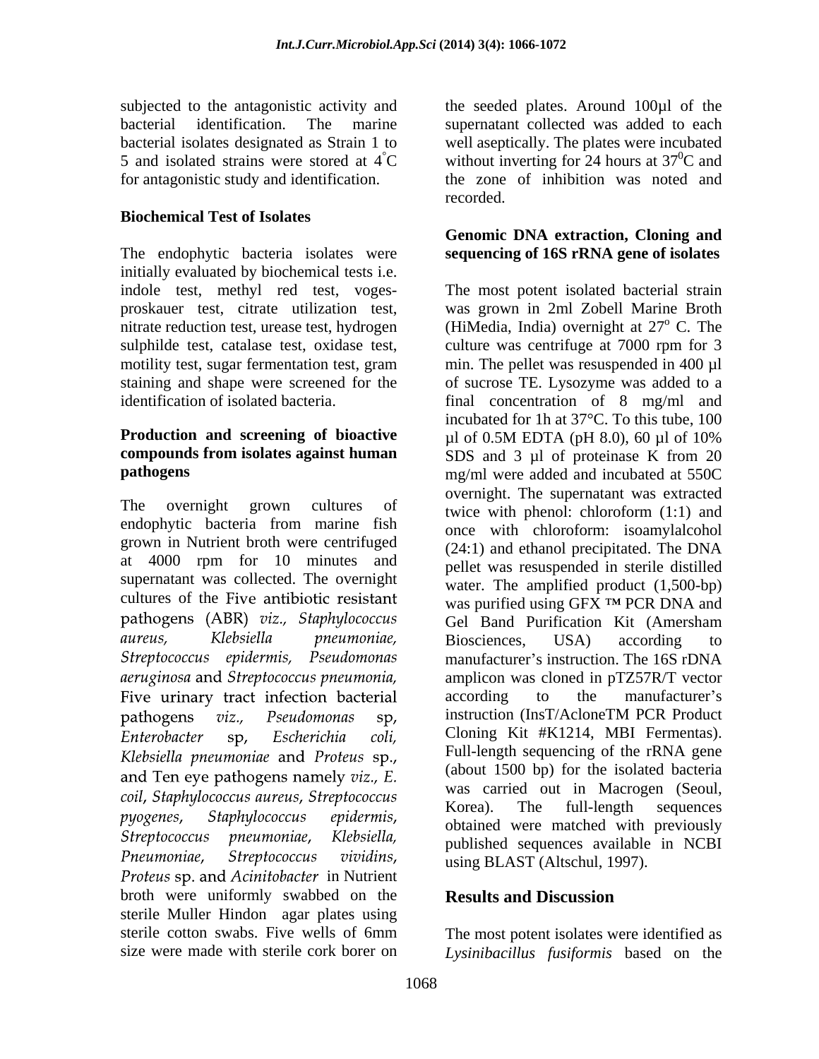subjected to the antagonistic activity and bacterial identification. The marine bacterial isolates designated as Strain 1 to 5 and isolated strains were stored at 4°C for antagonistic study and identification.

**Biochemical Test of Isolates**

The endophytic bacteria isolates were initially evaluated by biochemical tests i.e. indole test, methyl red test, voges-proskauer test, citrate utilization test, nitrate reduction test, urease test, hydrogen sulphilde test, catalase test, oxidase test, motility test, sugar fermentation test, gram staining and shape were screened for the identification of isolated bacteria.

**Production and screening of bioactive compounds from isolates against human pathogens**

The overnight grown cultures of endophytic bacteria from marine fish grown in Nutrient broth were centrifuged at 4000 rpm for 10 minutes and supernatant was collected. The overnight cultures of the Five antibiotic resistant pathogens (ABR) *viz., Staphylococcus aureus, Klebsiella pneumoniae, Streptococcus epidermis, Pseudomonas aeruginosa* and *Streptococcus pneumonia,* Five urinary tract infection bacterial pathogens *viz., Pseudomonas* sp, *Enterobacter* sp, *Escherichia coli, Klebsiella pneumoniae* and *Proteus* sp., and Ten eye pathogens namely *viz., E. coil*, *Staphylococcus aureus*, *Streptococcus pyogenes*, *Staphylococcus epidermis*, *Streptococcus pneumoniae*, *Klebsiella, Pneumoniae*, *Streptococcus vividins*, *Proteus* sp. and *Acinitobacter* in Nutrient broth were uniformly swabbed on the sterile Muller Hindon agar plates using sterile cotton swabs. Five wells of 6mm size were made with sterile cork borer on the seeded plates. Around 100µl of the supernatant collected was added to each well aseptically. The plates were incubated without inverting for 24 hours at $37^0$C and the zone of inhibition was noted and recorded.

**Genomic DNA extraction, Cloning and sequencing of 16S rRNA gene of isolates**

The most potent isolated bacterial strain was grown in 2ml Zobell Marine Broth (HiMedia, India) overnight at $27^o$ C. The culture was centrifuge at 7000 rpm for 3 min. The pellet was resuspended in 400 µl of sucrose TE. Lysozyme was added to a final concentration of 8 mg/ml and incubated for 1h at 37°C. To this tube, 100 µl of 0.5M EDTA (pH 8.0), 60 µl of 10% SDS and 3 µl of proteinase K from 20 mg/ml were added and incubated at 550C overnight. The supernatant was extracted twice with phenol: chloroform (1:1) and once with chloroform: isoamylalcohol (24:1) and ethanol precipitated. The DNA pellet was resuspended in sterile distilled water. The amplified product (1,500-bp) was purified using GFX ™ PCR DNA and Gel Band Purification Kit (Amersham Biosciences, USA) according to manufacturer's instruction. The 16S rDNA amplicon was cloned in pTZ57R/T vector according to the manufacturer's instruction (InsT/AcloneTM PCR Product Cloning Kit #K1214, MBI Fermentas). Full-length sequencing of the rRNA gene (about 1500 bp) for the isolated bacteria was carried out in Macrogen (Seoul, Korea). The full-length sequences obtained were matched with previously published sequences available in NCBI using BLAST (Altschul, 1997).

## Results and Discussion

The most potent isolates were identified as *Lysinibacillus fusiformis* based on the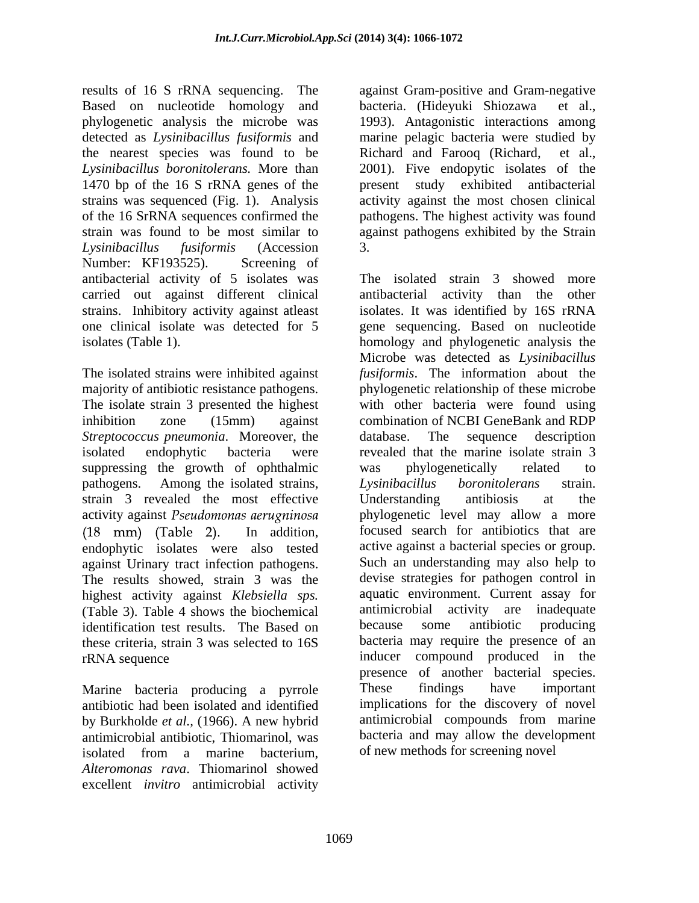results of 16 S rRNA sequencing. The Based on nucleotide homology and phylogenetic analysis the microbe was detected as *Lysinibacillus fusiformis* and the nearest species was found to be *Lysinibacillus boronitolerans.* More than 1470 bp of the 16 S rRNA genes of the strains was sequenced (Fig. 1). Analysis of the 16 SrRNA sequences confirmed the strain was found to be most similar to *Lysinibacillus fusiformis* (Accession Number: KF193525). Screening of antibacterial activity of 5 isolates was carried out against different clinical strains. Inhibitory activity against atleast one clinical isolate was detected for 5 isolates (Table 1).

The isolated strains were inhibited against majority of antibiotic resistance pathogens. The isolate strain 3 presented the highest inhibition zone (15mm) against *Streptococcus pneumonia*. Moreover, the isolated endophytic bacteria were suppressing the growth of ophthalmic pathogens. Among the isolated strains, strain 3 revealed the most effective activity against *Pseudomonas aerugninosa* (18 mm) (Table 2). In addition, endophytic isolates were also tested against Urinary tract infection pathogens. The results showed, strain 3 was the highest activity against *Klebsiella sps.* (Table 3). Table 4 shows the biochemical identification test results. The Based on these criteria, strain 3 was selected to 16S rRNA sequence

Marine bacteria producing a pyrrole antibiotic had been isolated and identified by Burkholde *et al.,* (1966). A new hybrid antimicrobial antibiotic, Thiomarinol, was isolated from a marine bacterium, *Alteromonas rava*. Thiomarinol showed excellent *invitro* antimicrobial activity against Gram-positive and Gram-negative bacteria. (Hideyuki Shiozawa et al., 1993). Antagonistic interactions among marine pelagic bacteria were studied by Richard and Farooq (Richard, et al., 2001). Five endopytic isolates of the present study exhibited antibacterial activity against the most chosen clinical pathogens. The highest activity was found against pathogens exhibited by the Strain 3.

The isolated strain 3 showed more antibacterial activity than the other isolates. It was identified by 16S rRNA gene sequencing. Based on nucleotide homology and phylogenetic analysis the Microbe was detected as *Lysinibacillus fusiformis*. The information about the phylogenetic relationship of these microbe with other bacteria were found using combination of NCBI GeneBank and RDP database. The sequence description revealed that the marine isolate strain 3 was phylogenetically related to *Lysinibacillus boronitolerans* strain. Understanding antibiosis at the phylogenetic level may allow a more focused search for antibiotics that are active against a bacterial species or group. Such an understanding may also help to devise strategies for pathogen control in aquatic environment. Current assay for antimicrobial activity are inadequate because some antibiotic producing bacteria may require the presence of an inducer compound produced in the presence of another bacterial species. These findings have important implications for the discovery of novel antimicrobial compounds from marine bacteria and may allow the development of new methods for screening novel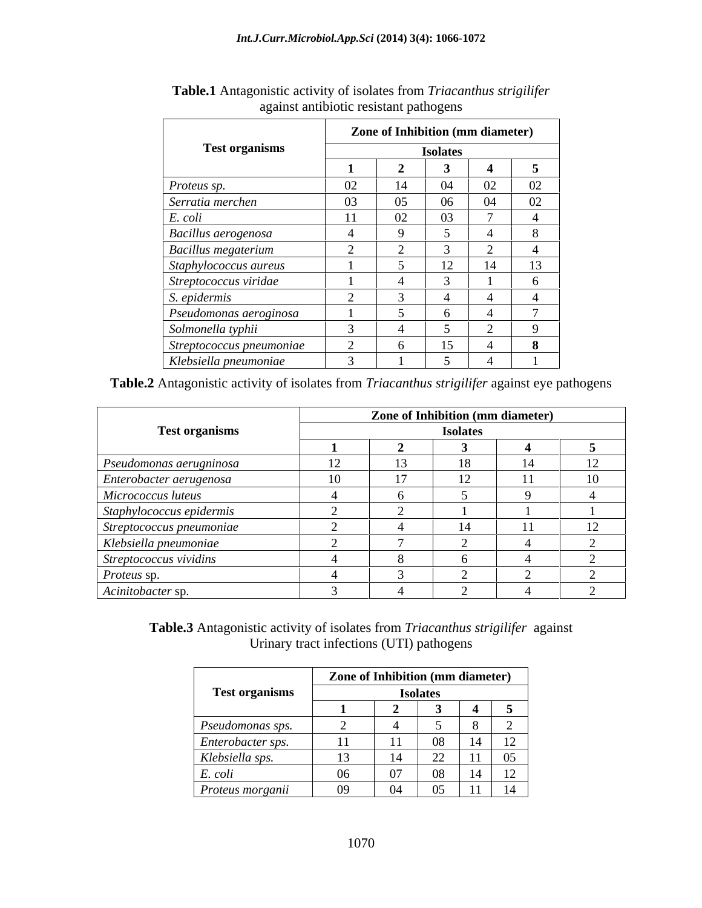**Table.1** Antagonistic activity of isolates from *Triacanthus strigilifer* against antibiotic resistant pathogens

| Test organisms | Zone of Inhibition (mm diameter) | | | | |
|---|---|---|---|---|---|
| | Isolates | | | | |
| | 1 | 2 | 3 | 4 | 5 |
| *Proteus sp.* | 02 | 14 | 04 | 02 | 02 |
| *Serratia merchen* | 03 | 05 | 06 | 04 | 02 |
| *E. coli* | 11 | 02 | 03 | 7 | 4 |
| *Bacillus aerogenosa* | 4 | 9 | 5 | 4 | 8 |
| *Bacillus megaterium* | 2 | 2 | 3 | 2 | 4 |
| *Staphylococcus aureus* | 1 | 5 | 12 | 14 | 13 |
| *Streptococcus viridae* | 1 | 4 | 3 | 1 | 6 |
| *S. epidermis* | 2 | 3 | 4 | 4 | 4 |
| *Pseudomonas aeroginosa* | 1 | 5 | 6 | 4 | 7 |
| *Solmonella typhii* | 3 | 4 | 5 | 2 | 9 |
| *Streptococcus pneumoniae* | 2 | 6 | 15 | 4 | **8** |
| *Klebsiella pneumoniae* | 3 | 1 | 5 | 4 | 1 |

**Table.2** Antagonistic activity of isolates from *Triacanthus strigilifer* against eye pathogens

| Test organisms | Zone of Inhibition (mm diameter) | | | | |
|---|---|---|---|---|---|
| | Isolates | | | | |
| | 1 | 2 | 3 | 4 | 5 |
| *Pseudomonas aerugninosa* | 12 | 13 | 18 | 14 | 12 |
| *Enterobacter aerugenosa* | 10 | 17 | 12 | 11 | 10 |
| *Micrococcus luteus* | 4 | 6 | 5 | 9 | 4 |
| *Staphylococcus epidermis* | 2 | 2 | 1 | 1 | 1 |
| *Streptococcus pneumoniae* | 2 | 4 | 14 | 11 | 12 |
| *Klebsiella pneumoniae* | 2 | 7 | 2 | 4 | 2 |
| *Streptococcus vividins* | 4 | 8 | 6 | 4 | 2 |
| *Proteus* sp. | 4 | 3 | 2 | 2 | 2 |
| *Acinitobacter* sp. | 3 | 4 | 2 | 4 | 2 |

**Table.3** Antagonistic activity of isolates from *Triacanthus strigilifer* against Urinary tract infections (UTI) pathogens

| Test organisms | Zone of Inhibition (mm diameter) | | | | |
|---|---|---|---|---|---|
| | Isolates | | | | |
| | 1 | 2 | 3 | 4 | 5 |
| *Pseudomonas sps.* | 2 | 4 | 5 | 8 | 2 |
| *Enterobacter sps.* | 11 | 11 | 08 | 14 | 12 |
| *Klebsiella sps.* | 13 | 14 | 22 | 11 | 05 |
| *E. coli* | 06 | 07 | 08 | 14 | 12 |
| *Proteus morganii* | 09 | 04 | 05 | 11 | 14 |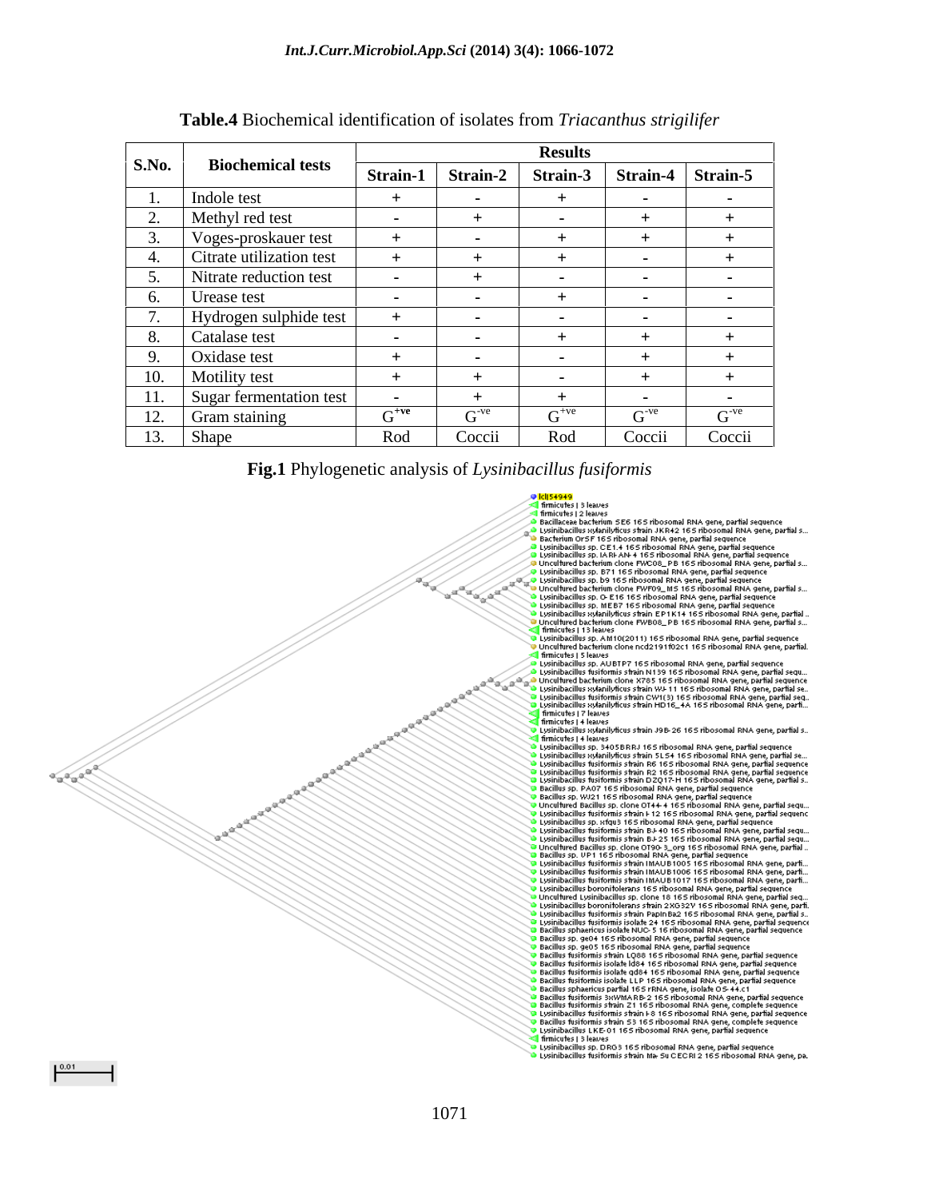**Table.4** Biochemical identification of isolates from *Triacanthus strigilifer*

| S.No. | Biochemical tests | Results | | | | |
|---|---|---|---|---|---|---|
| | | Strain-1 | Strain-2 | Strain-3 | Strain-4 | Strain-5 |
| 1. | Indole test | + | - | + | - | - |
| 2. | Methyl red test | - | + | - | + | + |
| 3. | Voges-proskauer test | + | - | + | + | + |
| 4. | Citrate utilization test | + | + | + | - | + |
| 5. | Nitrate reduction test | - | + | - | - | - |
| 6. | Urease test | - | - | + | - | - |
| 7. | Hydrogen sulphide test | + | - | - | - | - |
| 8. | Catalase test | - | - | + | + | + |
| 9. | Oxidase test | + | - | - | + | + |
| 10. | Motility test | + | + | - | + | + |
| 11. | Sugar fermentation test | - | + | + | - | - |
| 12. | Gram staining | $G^{+ve}$ | $G^{-ve}$ | $G^{+ve}$ | $G^{-ve}$ | $G^{-ve}$ |
| 13. | Shape | Rod | Coccii | Rod | Coccii | Coccii |

**Fig.1** Phylogenetic analysis of *Lysinibacillus fusiformis*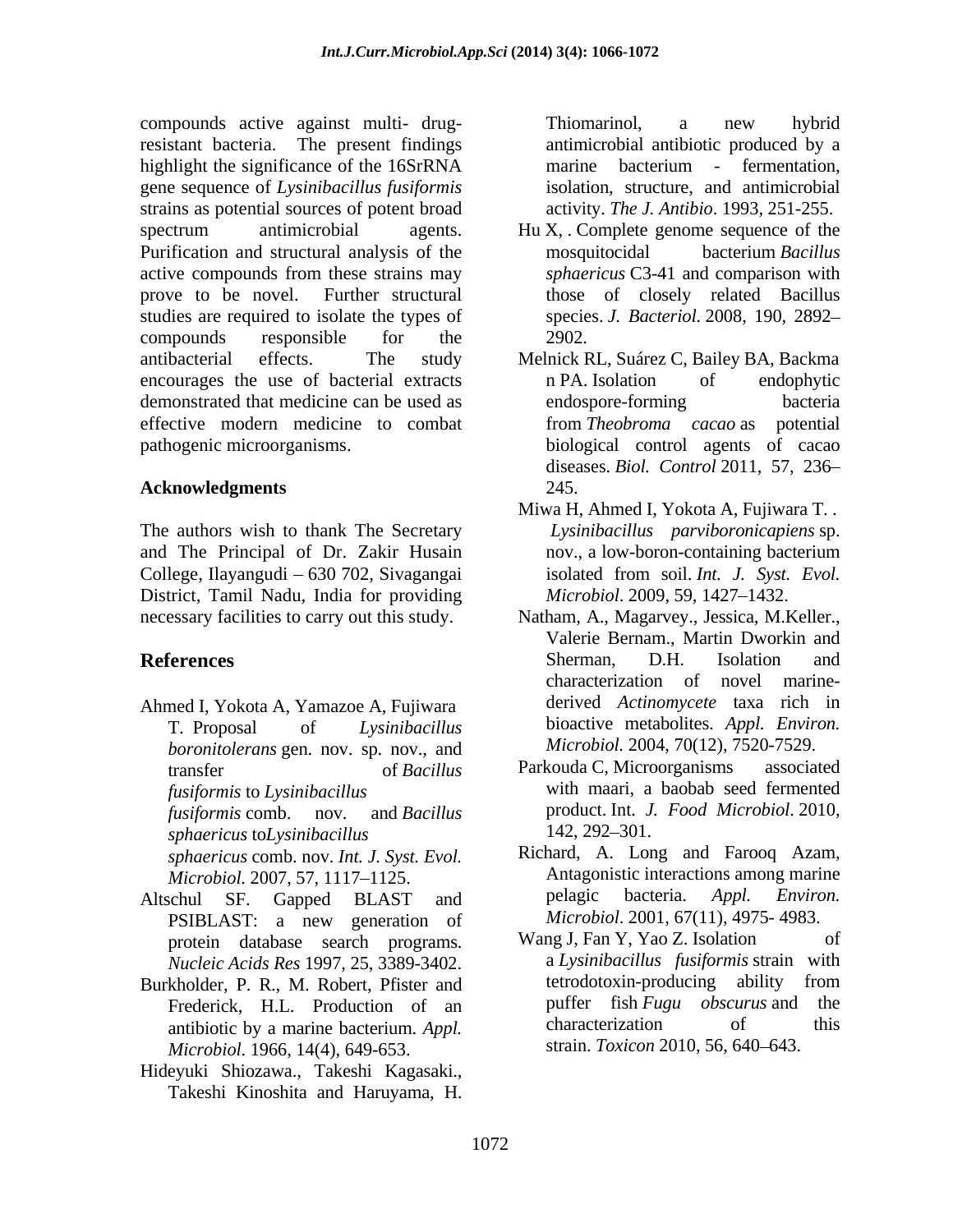compounds active against multi- drug-resistant bacteria. The present findings highlight the significance of the 16SrRNA gene sequence of *Lysinibacillus fusiformis* strains as potential sources of potent broad spectrum antimicrobial agents. Purification and structural analysis of the active compounds from these strains may prove to be novel. Further structural studies are required to isolate the types of compounds responsible for the antibacterial effects. The study encourages the use of bacterial extracts demonstrated that medicine can be used as effective modern medicine to combat pathogenic microorganisms.

## Acknowledgments

The authors wish to thank The Secretary and The Principal of Dr. Zakir Husain College, Ilayangudi – 630 702, Sivagangai District, Tamil Nadu, India for providing necessary facilities to carry out this study.

## References

Ahmed I, Yokota A, Yamazoe A, Fujiwara T. Proposal of *Lysinibacillus boronitolerans* gen. nov. sp. nov., and transfer of *Bacillus fusiformis* to *Lysinibacillus fusiformis* comb. nov. and *Bacillus sphaericus* to*Lysinibacillus sphaericus* comb. nov. *Int. J. Syst. Evol. Microbiol.* 2007, 57, 1117–1125.

Altschul SF. Gapped BLAST and PSIBLAST: a new generation of protein database search programs. *Nucleic Acids Res* 1997, 25, 3389-3402.

Burkholder, P. R., M. Robert, Pfister and Frederick, H.L. Production of an antibiotic by a marine bacterium. *Appl. Microbiol*. 1966, 14(4), 649-653.

Hideyuki Shiozawa., Takeshi Kagasaki., Takeshi Kinoshita and Haruyama, H. Thiomarinol, a new hybrid antimicrobial antibiotic produced by a marine bacterium - fermentation, isolation, structure, and antimicrobial activity. *The J. Antibio*. 1993, 251-255.

Hu X, . Complete genome sequence of the mosquitocidal bacterium *Bacillus sphaericus* C3-41 and comparison with those of closely related Bacillus species. *J. Bacteriol*. 2008, 190, 2892–2902.

Melnick RL, Suárez C, Bailey BA, Backman PA. Isolation of endophytic endospore-forming bacteria from *Theobroma cacao* as potential biological control agents of cacao diseases. *Biol. Control* 2011, 57, 236–245.

Miwa H, Ahmed I, Yokota A, Fujiwara T. . *Lysinibacillus parviboronicapiens* sp. nov., a low-boron-containing bacterium isolated from soil. *Int. J. Syst. Evol. Microbiol*. 2009, 59, 1427–1432.

Natham, A., Magarvey., Jessica, M.Keller., Valerie Bernam., Martin Dworkin and Sherman, D.H. Isolation and characterization of novel marine-derived *Actinomycete* taxa rich in bioactive metabolites. *Appl. Environ. Microbiol.* 2004, 70(12), 7520-7529.

Parkouda C, Microorganisms associated with maari, a baobab seed fermented product. Int. *J. Food Microbiol*. 2010, 142, 292–301.

Richard, A. Long and Farooq Azam, Antagonistic interactions among marine pelagic bacteria. *Appl. Environ. Microbiol*. 2001, 67(11), 4975- 4983.

Wang J, Fan Y, Yao Z. Isolation of a *Lysinibacillus fusiformis* strain with tetrodotoxin-producing ability from puffer fish *Fugu obscurus* and the characterization of this strain. *Toxicon* 2010, 56, 640–643.